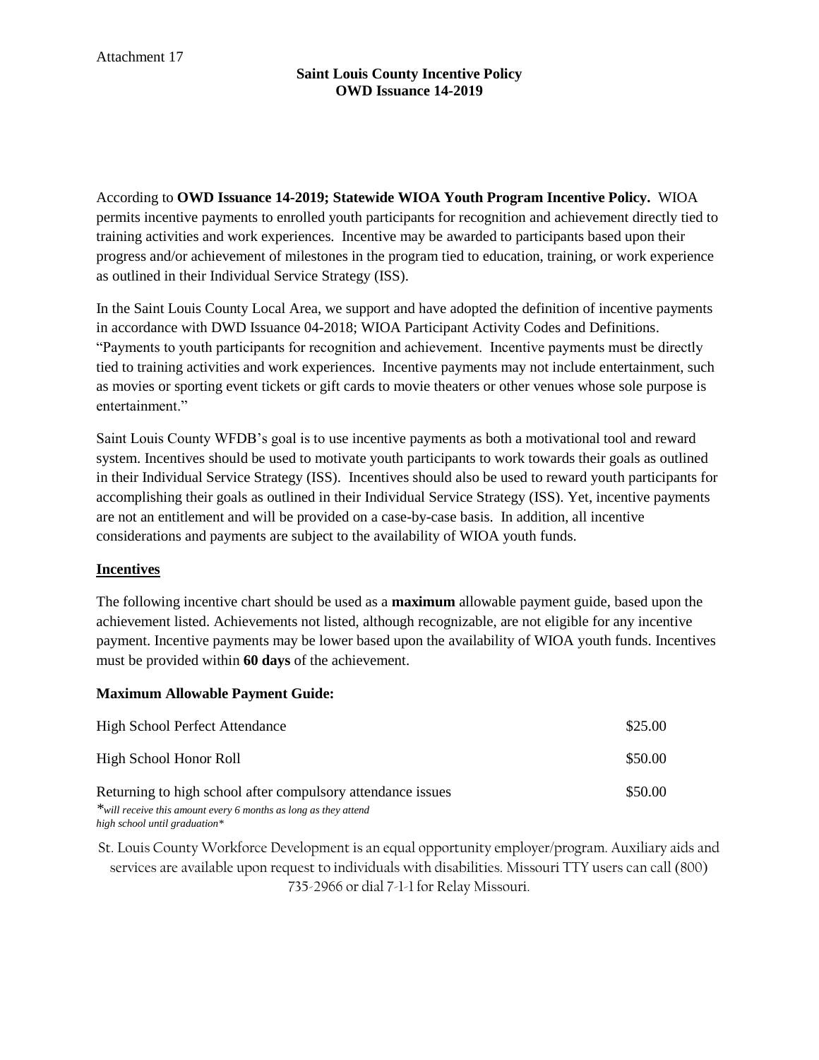Attachment 17

**Saint Louis County Incentive Policy**
**OWD Issuance 14-2019**

According to **OWD Issuance 14-2019; Statewide WIOA Youth Program Incentive Policy.** WIOA permits incentive payments to enrolled youth participants for recognition and achievement directly tied to training activities and work experiences. Incentive may be awarded to participants based upon their progress and/or achievement of milestones in the program tied to education, training, or work experience as outlined in their Individual Service Strategy (ISS).

In the Saint Louis County Local Area, we support and have adopted the definition of incentive payments in accordance with DWD Issuance 04-2018; WIOA Participant Activity Codes and Definitions. "Payments to youth participants for recognition and achievement. Incentive payments must be directly tied to training activities and work experiences. Incentive payments may not include entertainment, such as movies or sporting event tickets or gift cards to movie theaters or other venues whose sole purpose is entertainment."

Saint Louis County WFDB's goal is to use incentive payments as both a motivational tool and reward system. Incentives should be used to motivate youth participants to work towards their goals as outlined in their Individual Service Strategy (ISS). Incentives should also be used to reward youth participants for accomplishing their goals as outlined in their Individual Service Strategy (ISS). Yet, incentive payments are not an entitlement and will be provided on a case-by-case basis. In addition, all incentive considerations and payments are subject to the availability of WIOA youth funds.

## Incentives

The following incentive chart should be used as a **maximum** allowable payment guide, based upon the achievement listed. Achievements not listed, although recognizable, are not eligible for any incentive payment. Incentive payments may be lower based upon the availability of WIOA youth funds. Incentives must be provided within **60 days** of the achievement.

**Maximum Allowable Payment Guide:**

| Achievement | Amount |
|---|---|
| High School Perfect Attendance | $25.00 |
| High School Honor Roll | $50.00 |
| Returning to high school after compulsory attendance issues *\*will receive this amount every 6 months as long as they attend high school until graduation\** | $50.00 |

St. Louis County Workforce Development is an equal opportunity employer/program. Auxiliary aids and services are available upon request to individuals with disabilities. Missouri TTY users can call (800) 735-2966 or dial 7-1-1 for Relay Missouri.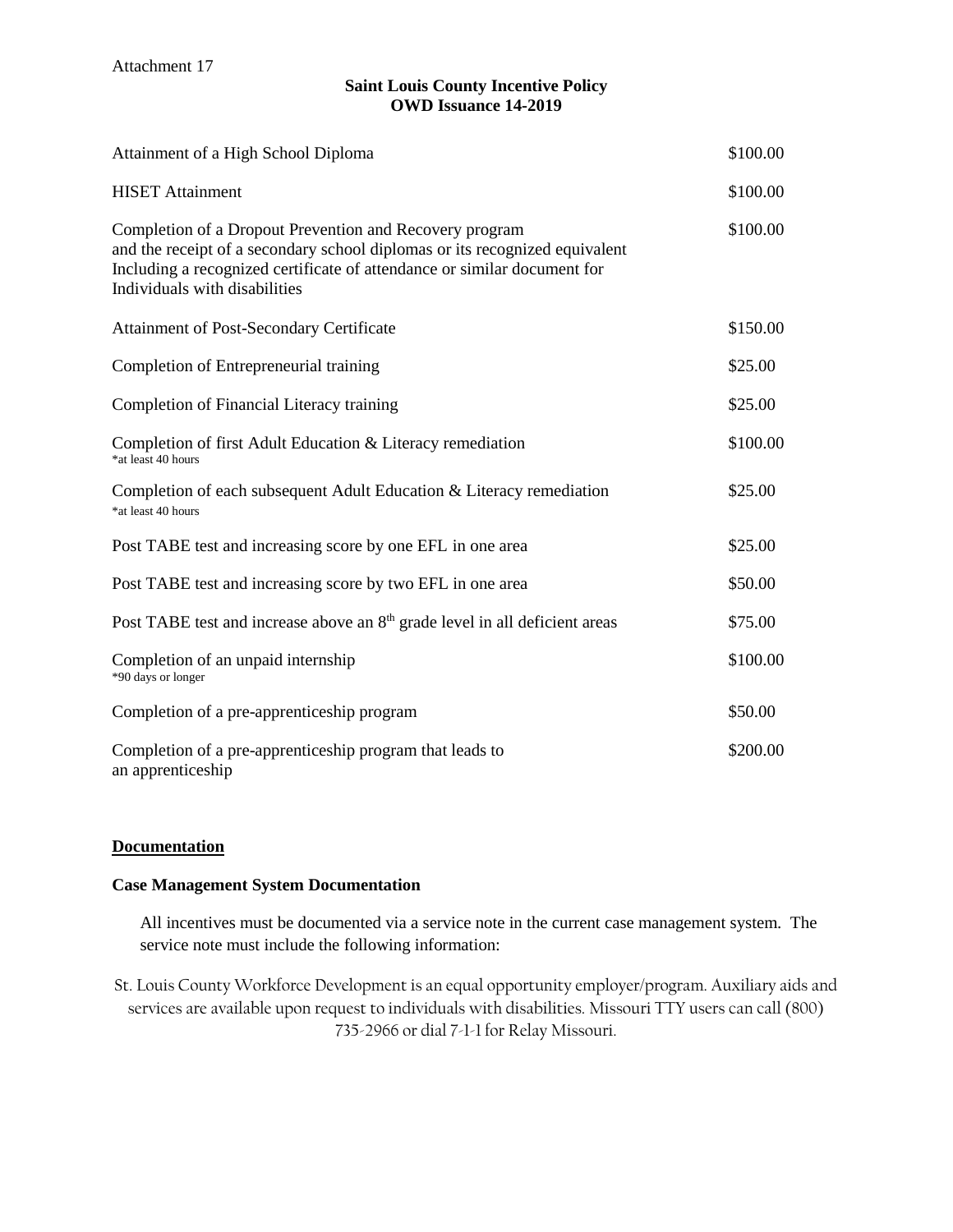Attachment 17

**Saint Louis County Incentive Policy**
**OWD Issuance 14-2019**

| | |
|---|---|
| Attainment of a High School Diploma | $100.00 |
| HISET Attainment | $100.00 |
| Completion of a Dropout Prevention and Recovery program and the receipt of a secondary school diplomas or its recognized equivalent Including a recognized certificate of attendance or similar document for Individuals with disabilities | $100.00 |
| Attainment of Post-Secondary Certificate | $150.00 |
| Completion of Entrepreneurial training | $25.00 |
| Completion of Financial Literacy training | $25.00 |
| Completion of first Adult Education & Literacy remediation *at least 40 hours | $100.00 |
| Completion of each subsequent Adult Education & Literacy remediation *at least 40 hours | $25.00 |
| Post TABE test and increasing score by one EFL in one area | $25.00 |
| Post TABE test and increasing score by two EFL in one area | $50.00 |
| Post TABE test and increase above an 8th grade level in all deficient areas | $75.00 |
| Completion of an unpaid internship *90 days or longer | $100.00 |
| Completion of a pre-apprenticeship program | $50.00 |
| Completion of a pre-apprenticeship program that leads to an apprenticeship | $200.00 |

**Documentation**

**Case Management System Documentation**

All incentives must be documented via a service note in the current case management system. The service note must include the following information:

St. Louis County Workforce Development is an equal opportunity employer/program. Auxiliary aids and services are available upon request to individuals with disabilities. Missouri TTY users can call (800) 735-2966 or dial 7-1-1 for Relay Missouri.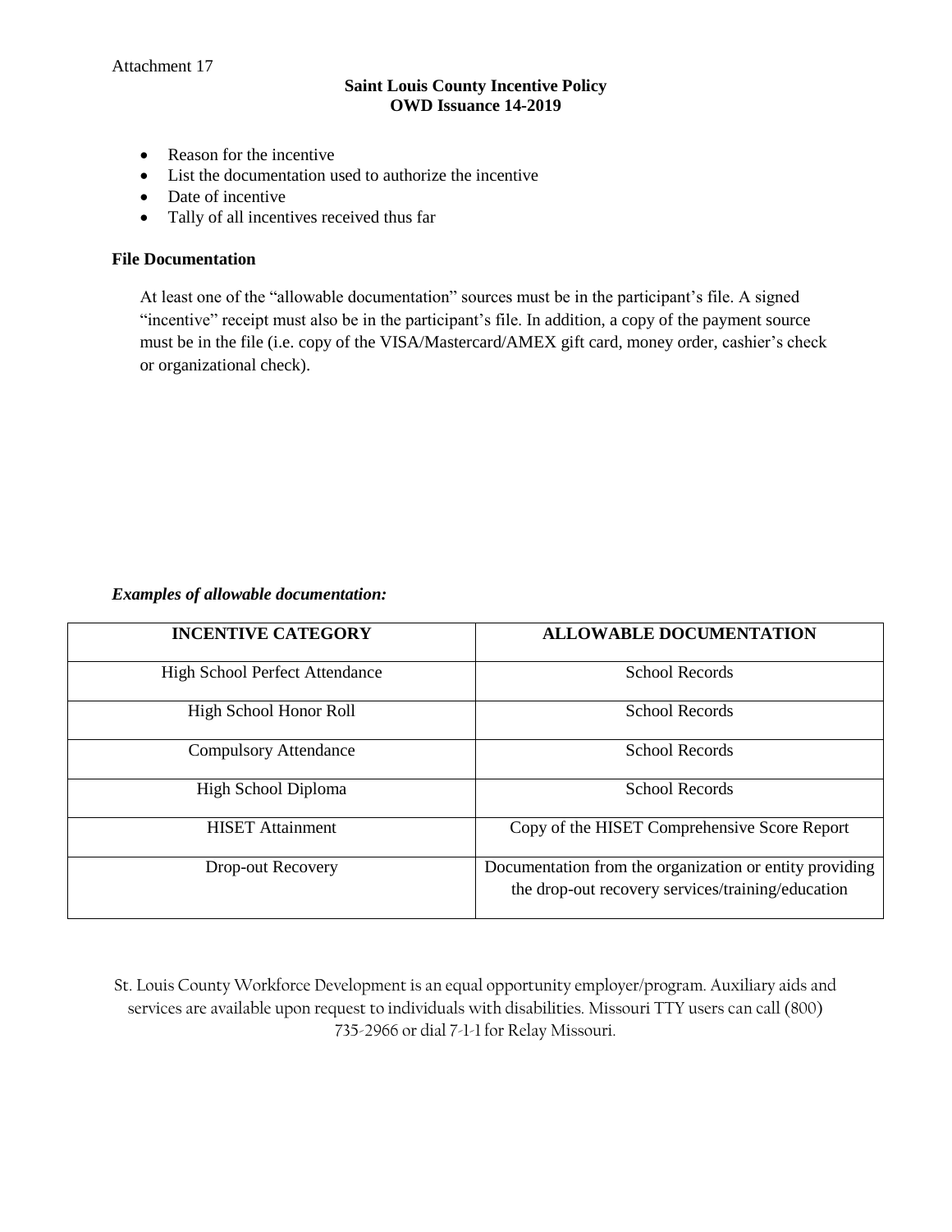- Reason for the incentive
- List the documentation used to authorize the incentive
- Date of incentive
- Tally of all incentives received thus far

**File Documentation**

At least one of the "allowable documentation" sources must be in the participant's file. A signed "incentive" receipt must also be in the participant's file. In addition, a copy of the payment source must be in the file (i.e. copy of the VISA/Mastercard/AMEX gift card, money order, cashier's check or organizational check).

***Examples of allowable documentation:***

| INCENTIVE CATEGORY | ALLOWABLE DOCUMENTATION |
| --- | --- |
| High School Perfect Attendance | School Records |
| High School Honor Roll | School Records |
| Compulsory Attendance | School Records |
| High School Diploma | School Records |
| HISET Attainment | Copy of the HISET Comprehensive Score Report |
| Drop-out Recovery | Documentation from the organization or entity providing the drop-out recovery services/training/education |

St. Louis County Workforce Development is an equal opportunity employer/program. Auxiliary aids and services are available upon request to individuals with disabilities. Missouri TTY users can call (800) 735-2966 or dial 7-1-1 for Relay Missouri.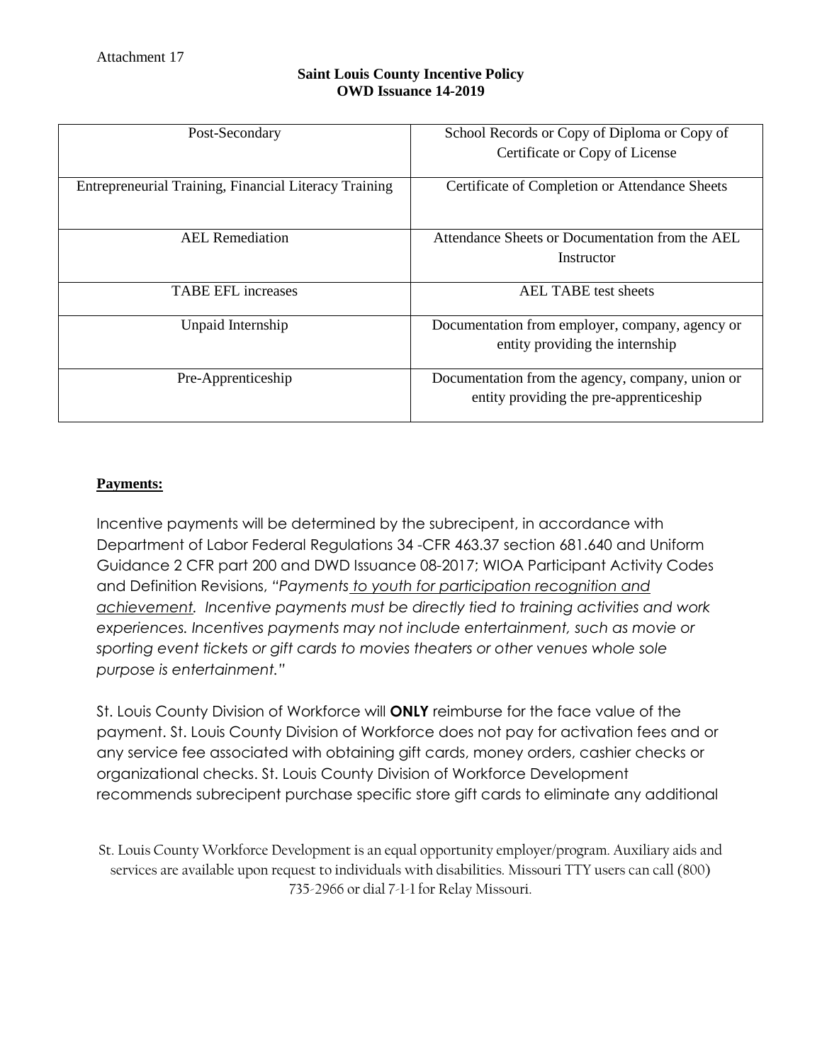Attachment 17

**Saint Louis County Incentive Policy**
**OWD Issuance 14-2019**

| | |
|---|---|
| Post-Secondary | School Records or Copy of Diploma or Copy of Certificate or Copy of License |
| Entrepreneurial Training, Financial Literacy Training | Certificate of Completion or Attendance Sheets |
| AEL Remediation | Attendance Sheets or Documentation from the AEL Instructor |
| TABE EFL increases | AEL TABE test sheets |
| Unpaid Internship | Documentation from employer, company, agency or entity providing the internship |
| Pre-Apprenticeship | Documentation from the agency, company, union or entity providing the pre-apprenticeship |

**Payments:**

Incentive payments will be determined by the subrecipent, in accordance with Department of Labor Federal Regulations 34 -CFR 463.37 section 681.640 and Uniform Guidance 2 CFR part 200 and DWD Issuance 08-2017; WIOA Participant Activity Codes and Definition Revisions, *"Payments to youth for participation recognition and achievement. Incentive payments must be directly tied to training activities and work experiences. Incentives payments may not include entertainment, such as movie or sporting event tickets or gift cards to movies theaters or other venues whole sole purpose is entertainment."*

St. Louis County Division of Workforce will **ONLY** reimburse for the face value of the payment. St. Louis County Division of Workforce does not pay for activation fees and or any service fee associated with obtaining gift cards, money orders, cashier checks or organizational checks. St. Louis County Division of Workforce Development recommends subrecipent purchase specific store gift cards to eliminate any additional

St. Louis County Workforce Development is an equal opportunity employer/program. Auxiliary aids and services are available upon request to individuals with disabilities. Missouri TTY users can call (800) 735-2966 or dial 7-1-1 for Relay Missouri.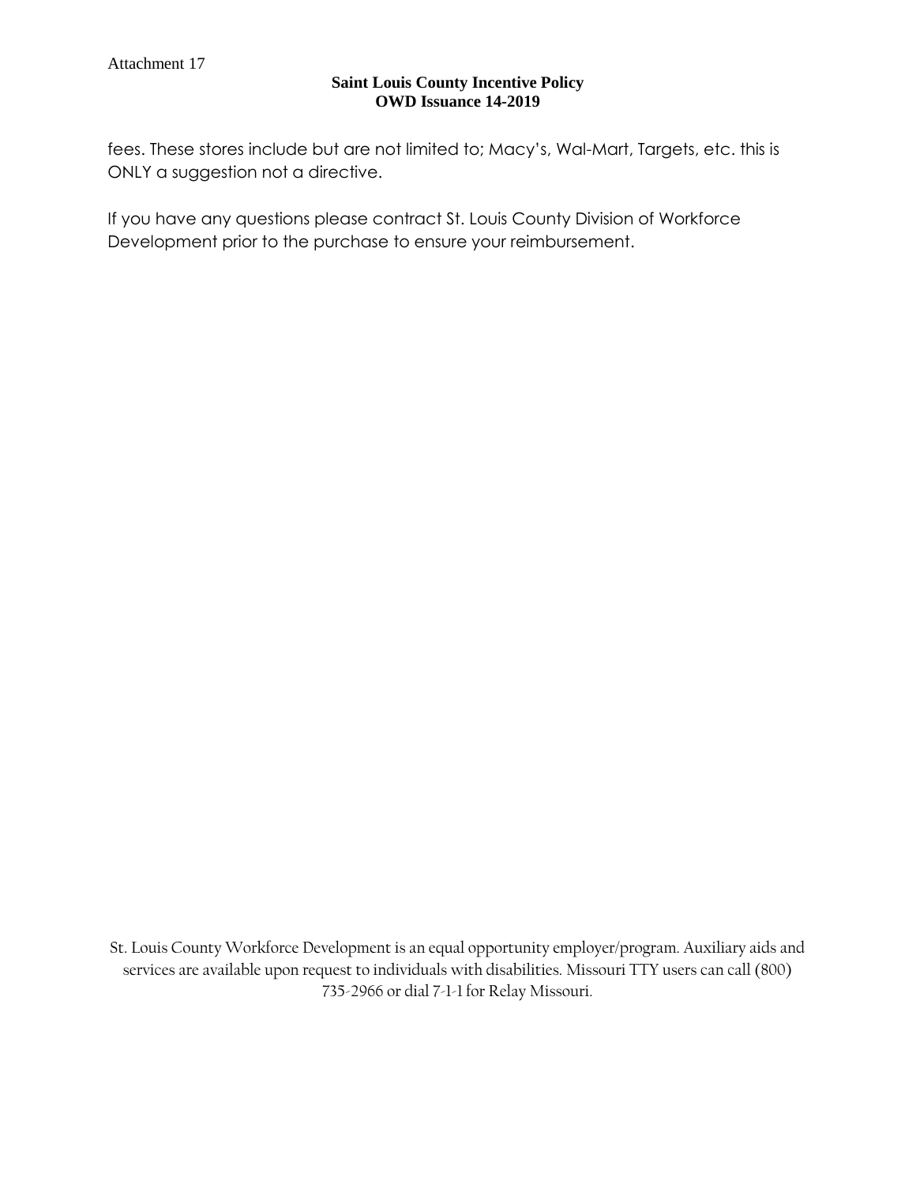fees. These stores include but are not limited to; Macy's, Wal-Mart, Targets, etc. this is ONLY a suggestion not a directive.

If you have any questions please contract St. Louis County Division of Workforce Development prior to the purchase to ensure your reimbursement.

St. Louis County Workforce Development is an equal opportunity employer/program. Auxiliary aids and services are available upon request to individuals with disabilities. Missouri TTY users can call (800) 735-2966 or dial 7-1-1 for Relay Missouri.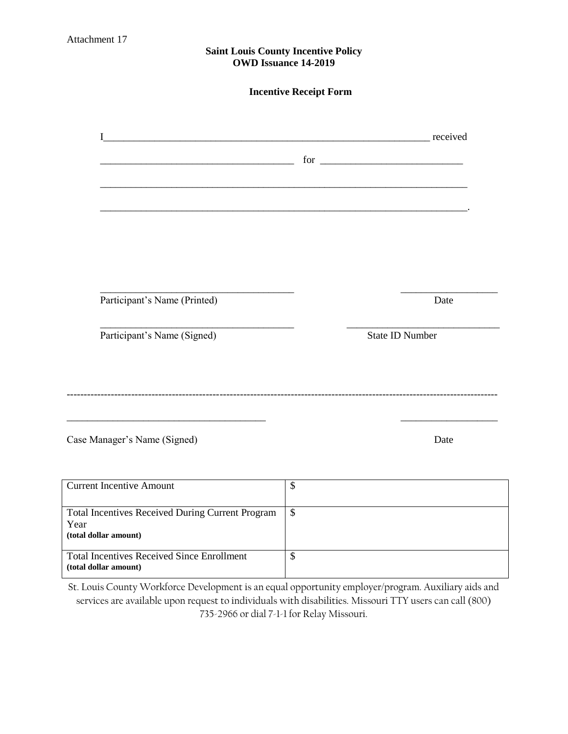Attachment 17

**Saint Louis County Incentive Policy**
**OWD Issuance 14-2019**

**Incentive Receipt Form**

I_________________________________________________________________ received

_______________________________________ for ____________________________

___________________________________________________________________________

___________________________________________________________________________.

_______________________________________ ____________________

Participant's Name (Printed) Date

_______________________________________ ______________________________

Participant's Name (Signed) State ID Number

------------------------------------------------------------------------------------------------------------------------

_______________________________________ ____________________

Case Manager's Name (Signed) Date

| | |
|---|---|
| Current Incentive Amount | $ |
| Total Incentives Received During Current Program Year **(total dollar amount)** | $ |
| Total Incentives Received Since Enrollment **(total dollar amount)** | $ |

St. Louis County Workforce Development is an equal opportunity employer/program. Auxiliary aids and services are available upon request to individuals with disabilities. Missouri TTY users can call (800) 735-2966 or dial 7-1-1 for Relay Missouri.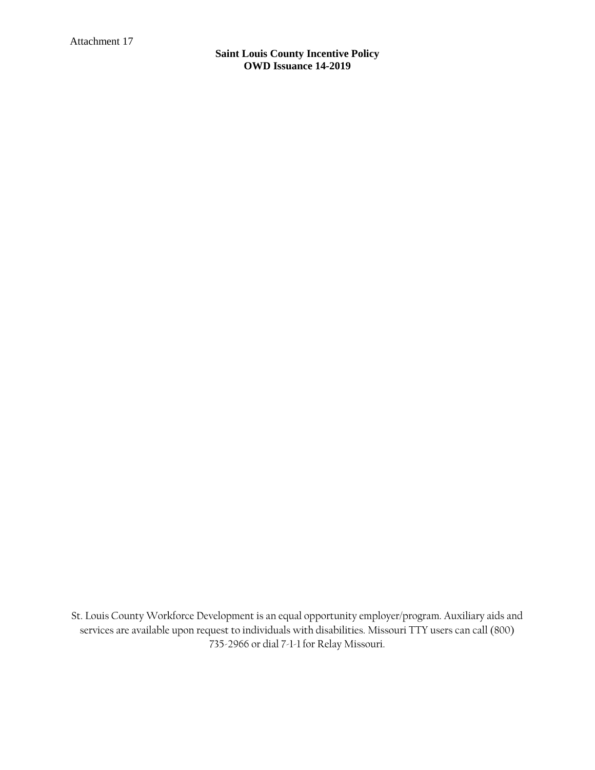Attachment 17

**Saint Louis County Incentive Policy**
**OWD Issuance 14-2019**

St. Louis County Workforce Development is an equal opportunity employer/program. Auxiliary aids and services are available upon request to individuals with disabilities. Missouri TTY users can call (800) 735-2966 or dial 7-1-1 for Relay Missouri.